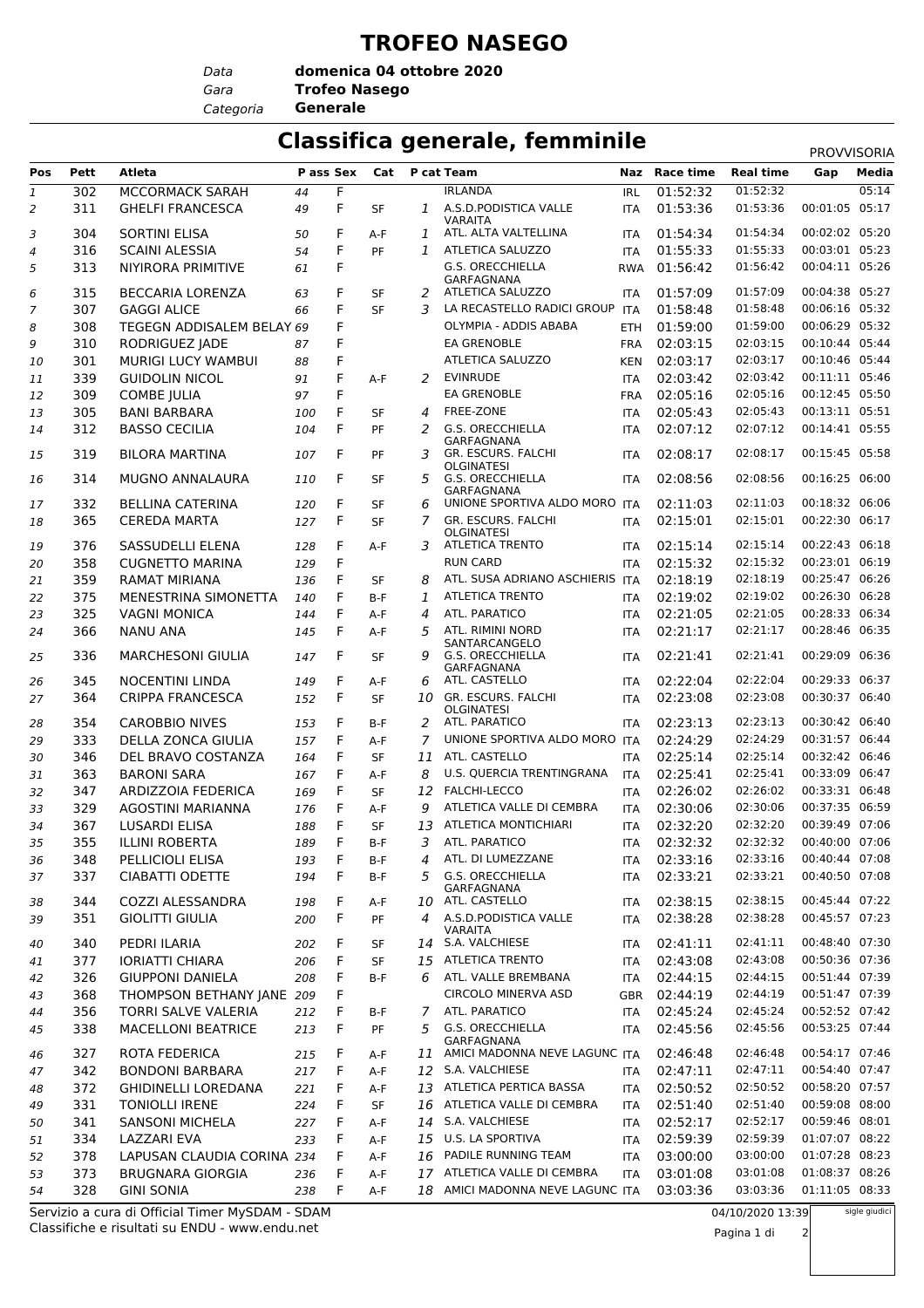# TROFEO NASEGO

Data **domenica 04 ottobre 2020**
Gara **Trofeo Nasego**
Categoria **Generale**

## Classifica generale, femminile

PROVVISORIA

| Pos | Pett | Atleta | P ass | Sex | Cat | P cat | Team | Naz | Race time | Real time | Gap | Media |
|---|---|---|---|---|---|---|---|---|---|---|---|---|
| 1 | 302 | MCCORMACK SARAH | 44 | F | | | IRLANDA | IRL | 01:52:32 | 01:52:32 | | 05:14 |
| 2 | 311 | GHELFI FRANCESCA | 49 | F | SF | 1 | A.S.D.PODISTICA VALLE VARAITA | ITA | 01:53:36 | 01:53:36 | 00:01:05 | 05:17 |
| 3 | 304 | SORTINI ELISA | 50 | F | A-F | 1 | ATL. ALTA VALTELLINA | ITA | 01:54:34 | 01:54:34 | 00:02:02 | 05:20 |
| 4 | 316 | SCAINI ALESSIA | 54 | F | PF | 1 | ATLETICA SALUZZO | ITA | 01:55:33 | 01:55:33 | 00:03:01 | 05:23 |
| 5 | 313 | NIYIRORA PRIMITIVE | 61 | F | | | G.S. ORECCHIELLA GARFAGNANA | RWA | 01:56:42 | 01:56:42 | 00:04:11 | 05:26 |
| 6 | 315 | BECCARIA LORENZA | 63 | F | SF | 2 | ATLETICA SALUZZO | ITA | 01:57:09 | 01:57:09 | 00:04:38 | 05:27 |
| 7 | 307 | GAGGI ALICE | 66 | F | SF | 3 | LA RECASTELLO RADICI GROUP | ITA | 01:58:48 | 01:58:48 | 00:06:16 | 05:32 |
| 8 | 308 | TEGEGN ADDISALEM BELAY | 69 | F | | | OLYMPIA - ADDIS ABABA | ETH | 01:59:00 | 01:59:00 | 00:06:29 | 05:32 |
| 9 | 310 | RODRIGUEZ JADE | 87 | F | | | EA GRENOBLE | FRA | 02:03:15 | 02:03:15 | 00:10:44 | 05:44 |
| 10 | 301 | MURIGI LUCY WAMBUI | 88 | F | | | ATLETICA SALUZZO | KEN | 02:03:17 | 02:03:17 | 00:10:46 | 05:44 |
| 11 | 339 | GUIDOLIN NICOL | 91 | F | A-F | 2 | EVINRUDE | ITA | 02:03:42 | 02:03:42 | 00:11:11 | 05:46 |
| 12 | 309 | COMBE JULIA | 97 | F | | | EA GRENOBLE | FRA | 02:05:16 | 02:05:16 | 00:12:45 | 05:50 |
| 13 | 305 | BANI BARBARA | 100 | F | SF | 4 | FREE-ZONE | ITA | 02:05:43 | 02:05:43 | 00:13:11 | 05:51 |
| 14 | 312 | BASSO CECILIA | 104 | F | PF | 2 | G.S. ORECCHIELLA GARFAGNANA | ITA | 02:07:12 | 02:07:12 | 00:14:41 | 05:55 |
| 15 | 319 | BILORA MARTINA | 107 | F | PF | 3 | GR. ESCURS. FALCHI OLGINATESI | ITA | 02:08:17 | 02:08:17 | 00:15:45 | 05:58 |
| 16 | 314 | MUGNO ANNALAURA | 110 | F | SF | 5 | G.S. ORECCHIELLA GARFAGNANA | ITA | 02:08:56 | 02:08:56 | 00:16:25 | 06:00 |
| 17 | 332 | BELLINA CATERINA | 120 | F | SF | 6 | UNIONE SPORTIVA ALDO MORO | ITA | 02:11:03 | 02:11:03 | 00:18:32 | 06:06 |
| 18 | 365 | CEREDA MARTA | 127 | F | SF | 7 | GR. ESCURS. FALCHI OLGINATESI | ITA | 02:15:01 | 02:15:01 | 00:22:30 | 06:17 |
| 19 | 376 | SASSUDELLI ELENA | 128 | F | A-F | 3 | ATLETICA TRENTO | ITA | 02:15:14 | 02:15:14 | 00:22:43 | 06:18 |
| 20 | 358 | CUGNETTO MARINA | 129 | F | | | RUN CARD | ITA | 02:15:32 | 02:15:32 | 00:23:01 | 06:19 |
| 21 | 359 | RAMAT MIRIANA | 136 | F | SF | 8 | ATL. SUSA ADRIANO ASCHIERIS | ITA | 02:18:19 | 02:18:19 | 00:25:47 | 06:26 |
| 22 | 375 | MENESTRINA SIMONETTA | 140 | F | B-F | 1 | ATLETICA TRENTO | ITA | 02:19:02 | 02:19:02 | 00:26:30 | 06:28 |
| 23 | 325 | VAGNI MONICA | 144 | F | A-F | 4 | ATL. PARATICO | ITA | 02:21:05 | 02:21:05 | 00:28:33 | 06:34 |
| 24 | 366 | NANU ANA | 145 | F | A-F | 5 | ATL. RIMINI NORD SANTARCANGELO | ITA | 02:21:17 | 02:21:17 | 00:28:46 | 06:35 |
| 25 | 336 | MARCHESONI GIULIA | 147 | F | SF | 9 | G.S. ORECCHIELLA GARFAGNANA | ITA | 02:21:41 | 02:21:41 | 00:29:09 | 06:36 |
| 26 | 345 | NOCENTINI LINDA | 149 | F | A-F | 6 | ATL. CASTELLO | ITA | 02:22:04 | 02:22:04 | 00:29:33 | 06:37 |
| 27 | 364 | CRIPPA FRANCESCA | 152 | F | SF | 10 | GR. ESCURS. FALCHI OLGINATESI | ITA | 02:23:08 | 02:23:08 | 00:30:37 | 06:40 |
| 28 | 354 | CAROBBIO NIVES | 153 | F | B-F | 2 | ATL. PARATICO | ITA | 02:23:13 | 02:23:13 | 00:30:42 | 06:40 |
| 29 | 333 | DELLA ZONCA GIULIA | 157 | F | A-F | 7 | UNIONE SPORTIVA ALDO MORO | ITA | 02:24:29 | 02:24:29 | 00:31:57 | 06:44 |
| 30 | 346 | DEL BRAVO COSTANZA | 164 | F | SF | 11 | ATL. CASTELLO | ITA | 02:25:14 | 02:25:14 | 00:32:42 | 06:46 |
| 31 | 363 | BARONI SARA | 167 | F | A-F | 8 | U.S. QUERCIA TRENTINGRANA | ITA | 02:25:41 | 02:25:41 | 00:33:09 | 06:47 |
| 32 | 347 | ARDIZZOIA FEDERICA | 169 | F | SF | 12 | FALCHI-LECCO | ITA | 02:26:02 | 02:26:02 | 00:33:31 | 06:48 |
| 33 | 329 | AGOSTINI MARIANNA | 176 | F | A-F | 9 | ATLETICA VALLE DI CEMBRA | ITA | 02:30:06 | 02:30:06 | 00:37:35 | 06:59 |
| 34 | 367 | LUSARDI ELISA | 188 | F | SF | 13 | ATLETICA MONTICHIARI | ITA | 02:32:20 | 02:32:20 | 00:39:49 | 07:06 |
| 35 | 355 | ILLINI ROBERTA | 189 | F | B-F | 3 | ATL. PARATICO | ITA | 02:32:32 | 02:32:32 | 00:40:00 | 07:06 |
| 36 | 348 | PELLICIOLI ELISA | 193 | F | B-F | 4 | ATL. DI LUMEZZANE | ITA | 02:33:16 | 02:33:16 | 00:40:44 | 07:08 |
| 37 | 337 | CIABATTI ODETTE | 194 | F | B-F | 5 | G.S. ORECCHIELLA GARFAGNANA | ITA | 02:33:21 | 02:33:21 | 00:40:50 | 07:08 |
| 38 | 344 | COZZI ALESSANDRA | 198 | F | A-F | 10 | ATL. CASTELLO | ITA | 02:38:15 | 02:38:15 | 00:45:44 | 07:22 |
| 39 | 351 | GIOLITTI GIULIA | 200 | F | PF | 4 | A.S.D.PODISTICA VALLE VARAITA | ITA | 02:38:28 | 02:38:28 | 00:45:57 | 07:23 |
| 40 | 340 | PEDRI ILARIA | 202 | F | SF | 14 | S.A. VALCHIESE | ITA | 02:41:11 | 02:41:11 | 00:48:40 | 07:30 |
| 41 | 377 | IORIATTI CHIARA | 206 | F | SF | 15 | ATLETICA TRENTO | ITA | 02:43:08 | 02:43:08 | 00:50:36 | 07:36 |
| 42 | 326 | GIUPPONI DANIELA | 208 | F | B-F | 6 | ATL. VALLE BREMBANA | ITA | 02:44:15 | 02:44:15 | 00:51:44 | 07:39 |
| 43 | 368 | THOMPSON BETHANY JANE | 209 | F | | | CIRCOLO MINERVA ASD | GBR | 02:44:19 | 02:44:19 | 00:51:47 | 07:39 |
| 44 | 356 | TORRI SALVE VALERIA | 212 | F | B-F | 7 | ATL. PARATICO | ITA | 02:45:24 | 02:45:24 | 00:52:52 | 07:42 |
| 45 | 338 | MACELLONI BEATRICE | 213 | F | PF | 5 | G.S. ORECCHIELLA GARFAGNANA | ITA | 02:45:56 | 02:45:56 | 00:53:25 | 07:44 |
| 46 | 327 | ROTA FEDERICA | 215 | F | A-F | 11 | AMICI MADONNA NEVE LAGUNC | ITA | 02:46:48 | 02:46:48 | 00:54:17 | 07:46 |
| 47 | 342 | BONDONI BARBARA | 217 | F | A-F | 12 | S.A. VALCHIESE | ITA | 02:47:11 | 02:47:11 | 00:54:40 | 07:47 |
| 48 | 372 | GHIDINELLI LOREDANA | 221 | F | A-F | 13 | ATLETICA PERTICA BASSA | ITA | 02:50:52 | 02:50:52 | 00:58:20 | 07:57 |
| 49 | 331 | TONIOLLI IRENE | 224 | F | SF | 16 | ATLETICA VALLE DI CEMBRA | ITA | 02:51:40 | 02:51:40 | 00:59:08 | 08:00 |
| 50 | 341 | SANSONI MICHELA | 227 | F | A-F | 14 | S.A. VALCHIESE | ITA | 02:52:17 | 02:52:17 | 00:59:46 | 08:01 |
| 51 | 334 | LAZZARI EVA | 233 | F | A-F | 15 | U.S. LA SPORTIVA | ITA | 02:59:39 | 02:59:39 | 01:07:07 | 08:22 |
| 52 | 378 | LAPUSAN CLAUDIA CORINA | 234 | F | A-F | 16 | PADILE RUNNING TEAM | ITA | 03:00:00 | 03:00:00 | 01:07:28 | 08:23 |
| 53 | 373 | BRUGNARA GIORGIA | 236 | F | A-F | 17 | ATLETICA VALLE DI CEMBRA | ITA | 03:01:08 | 03:01:08 | 01:08:37 | 08:26 |
| 54 | 328 | GINI SONIA | 238 | F | A-F | 18 | AMICI MADONNA NEVE LAGUNC | ITA | 03:03:36 | 03:03:36 | 01:11:05 | 08:33 |

Servizio a cura di Official Timer MySDAM - SDAM
Classifiche e risultati su ENDU - www.endu.net

04/10/2020 13:39

sigle giudici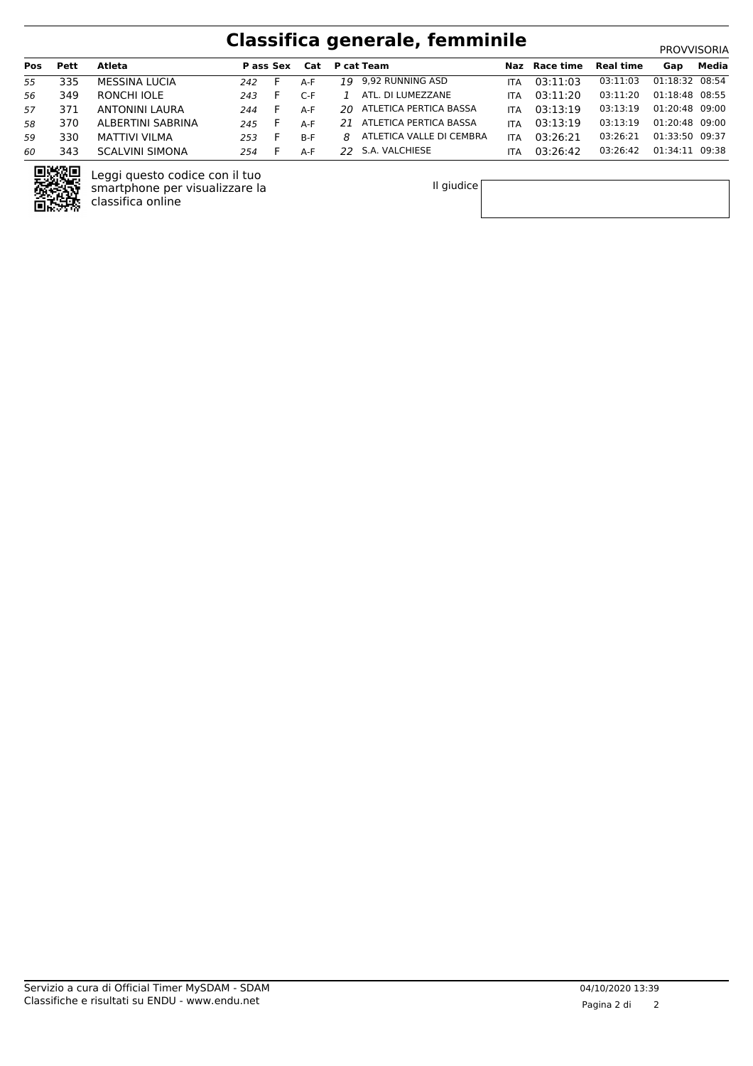# Classifica generale, femminile

PROVVISORIA

| Pos | Pett | Atleta | P ass | Sex | Cat | P cat | Team | Naz | Race time | Real time | Gap | Media |
|---|---|---|---|---|---|---|---|---|---|---|---|---|
| 55 | 335 | MESSINA LUCIA | 242 | F | A-F | 19 | 9,92 RUNNING ASD | ITA | 03:11:03 | 03:11:03 | 01:18:32 | 08:54 |
| 56 | 349 | RONCHI IOLE | 243 | F | C-F | 1 | ATL. DI LUMEZZANE | ITA | 03:11:20 | 03:11:20 | 01:18:48 | 08:55 |
| 57 | 371 | ANTONINI LAURA | 244 | F | A-F | 20 | ATLETICA PERTICA BASSA | ITA | 03:13:19 | 03:13:19 | 01:20:48 | 09:00 |
| 58 | 370 | ALBERTINI SABRINA | 245 | F | A-F | 21 | ATLETICA PERTICA BASSA | ITA | 03:13:19 | 03:13:19 | 01:20:48 | 09:00 |
| 59 | 330 | MATTIVI VILMA | 253 | F | B-F | 8 | ATLETICA VALLE DI CEMBRA | ITA | 03:26:21 | 03:26:21 | 01:33:50 | 09:37 |
| 60 | 343 | SCALVINI SIMONA | 254 | F | A-F | 22 | S.A. VALCHIESE | ITA | 03:26:42 | 03:26:42 | 01:34:11 | 09:38 |

Leggi questo codice con il tuo smartphone per visualizzare la classifica online

Il giudice

Servizio a cura di Official Timer MySDAM - SDAM
Classifiche e risultati su ENDU - www.endu.net

04/10/2020 13:39